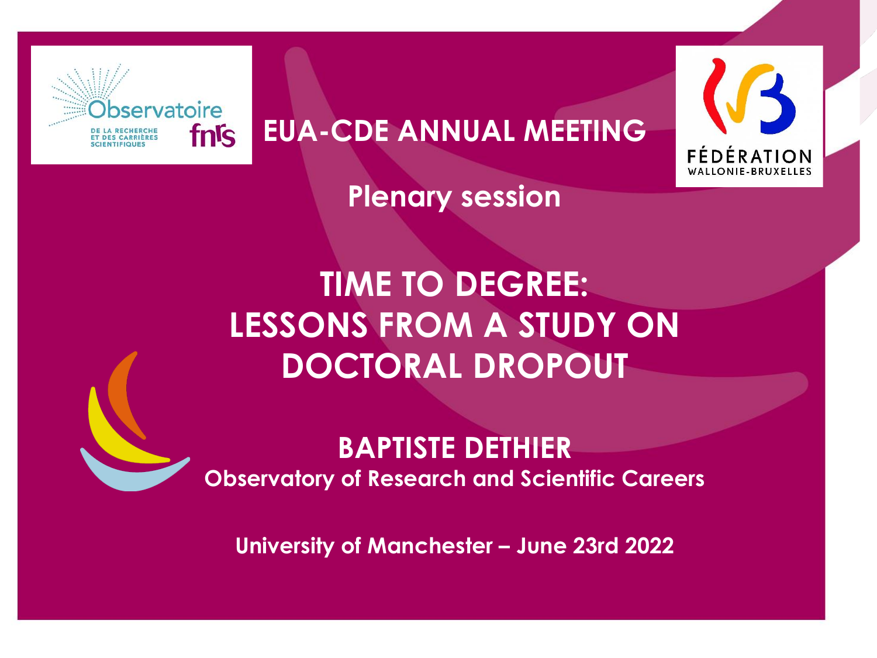**EUA-CDE ANNUAL MEETING**

**Plenary session**

# TIME TO DEGREE: LESSONS FROM A STUDY ON DOCTORAL DROPOUT

**BAPTISTE DETHIER**

**Observatory of Research and Scientific Careers**

**University of Manchester – June 23rd 2022**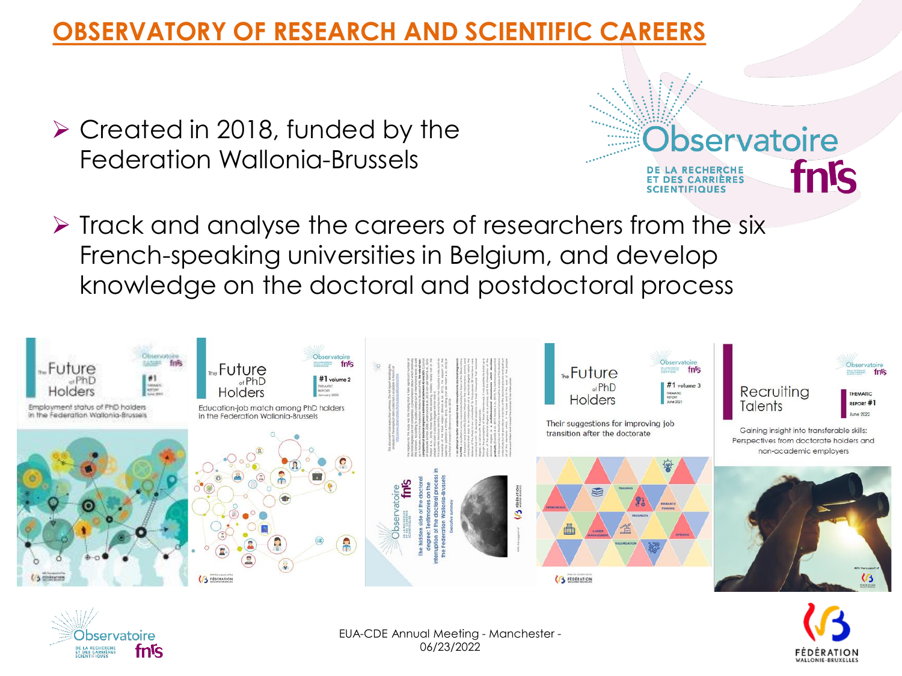# OBSERVATORY OF RESEARCH AND SCIENTIFIC CAREERS

- Created in 2018, funded by the Federation Wallonia-Brussels
- Track and analyse the careers of researchers from the six French-speaking universities in Belgium, and develop knowledge on the doctoral and postdoctoral process

EUA-CDE Annual Meeting - Manchester - 06/23/2022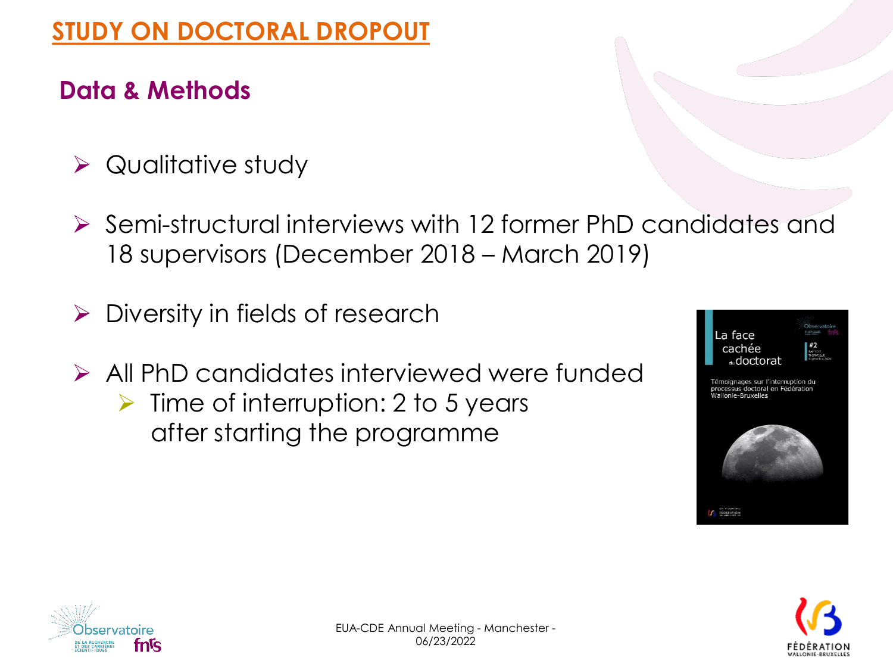# STUDY ON DOCTORAL DROPOUT

## Data & Methods

- Qualitative study
- Semi-structural interviews with 12 former PhD candidates and 18 supervisors (December 2018 – March 2019)
- Diversity in fields of research
- All PhD candidates interviewed were funded
  - Time of interruption: 2 to 5 years after starting the programme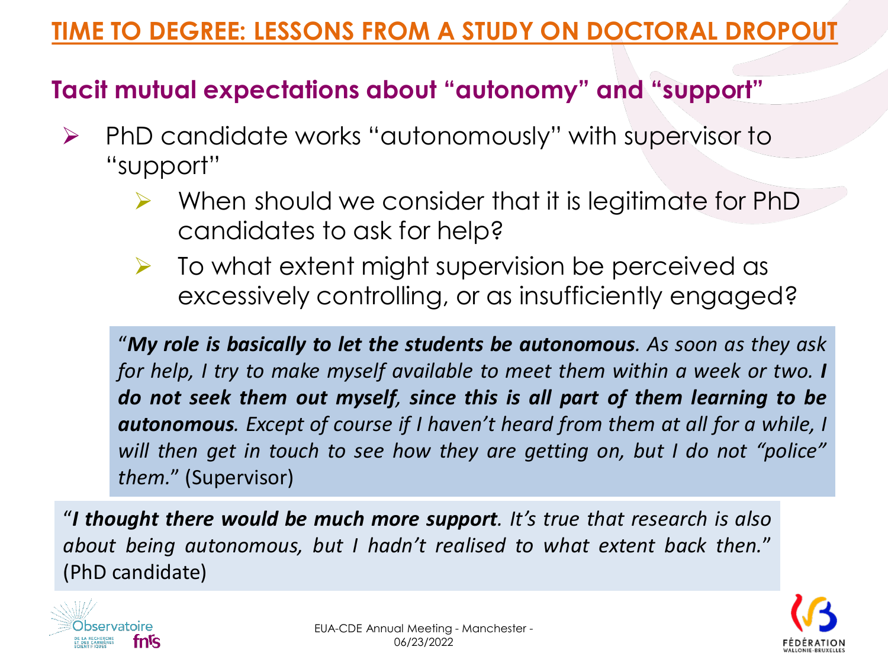# TIME TO DEGREE: LESSONS FROM A STUDY ON DOCTORAL DROPOUT

## Tacit mutual expectations about "autonomy" and "support"

- PhD candidate works "autonomously" with supervisor to "support"
  - When should we consider that it is legitimate for PhD candidates to ask for help?
  - To what extent might supervision be perceived as excessively controlling, or as insufficiently engaged?

"***My role is basically to let the students be autonomous****. As soon as they ask for help, I try to make myself available to meet them within a week or two.* ***I do not seek them out myself, since this is all part of them learning to be autonomous****. Except of course if I haven't heard from them at all for a while, I will then get in touch to see how they are getting on, but I do not "police" them.*" (Supervisor)

"***I thought there would be much more support****. It's true that research is also about being autonomous, but I hadn't realised to what extent back then.*" (PhD candidate)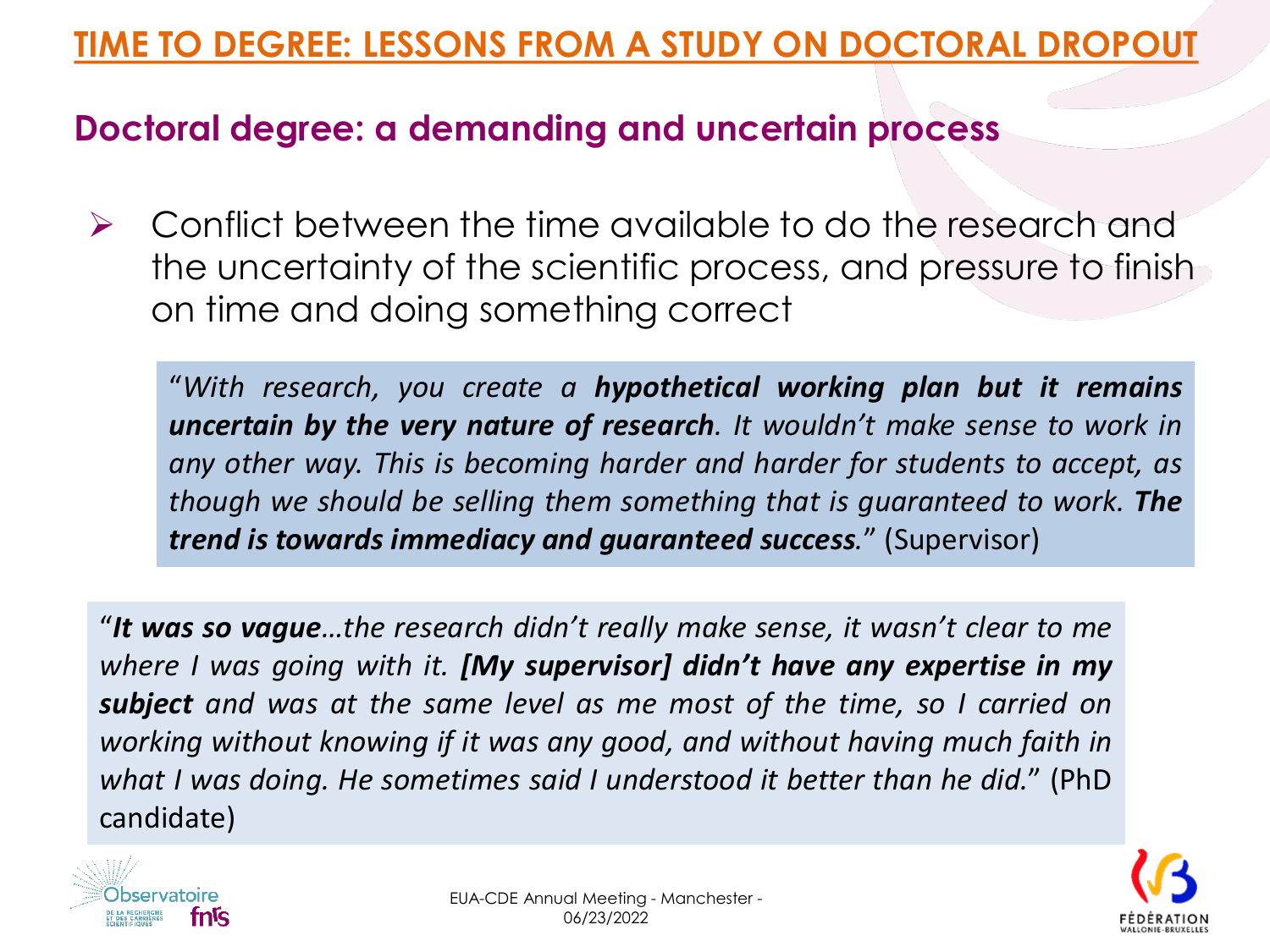# TIME TO DEGREE: LESSONS FROM A STUDY ON DOCTORAL DROPOUT

## Doctoral degree: a demanding and uncertain process

- Conflict between the time available to do the research and the uncertainty of the scientific process, and pressure to finish on time and doing something correct

> "*With research, you create a **hypothetical working plan but it remains uncertain by the very nature of research**. It wouldn't make sense to work in any other way. This is becoming harder and harder for students to accept, as though we should be selling them something that is guaranteed to work. **The trend is towards immediacy and guaranteed success**.*" (Supervisor)

> "***It was so vague**…the research didn't really make sense, it wasn't clear to me where I was going with it. **[My supervisor] didn't have any expertise in my subject** and was at the same level as me most of the time, so I carried on working without knowing if it was any good, and without having much faith in what I was doing. He sometimes said I understood it better than he did.*" (PhD candidate)

EUA-CDE Annual Meeting - Manchester - 06/23/2022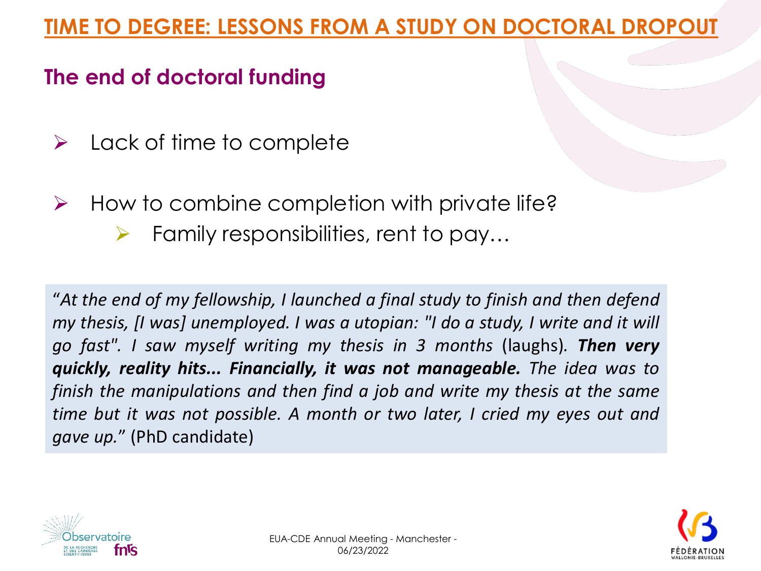# TIME TO DEGREE: LESSONS FROM A STUDY ON DOCTORAL DROPOUT

## The end of doctoral funding

- Lack of time to complete
- How to combine completion with private life?
  - Family responsibilities, rent to pay…

"*At the end of my fellowship, I launched a final study to finish and then defend my thesis, [I was] unemployed. I was a utopian: "I do a study, I write and it will go fast". I saw myself writing my thesis in 3 months* (laughs). ***Then very quickly, reality hits... Financially, it was not manageable.*** *The idea was to finish the manipulations and then find a job and write my thesis at the same time but it was not possible. A month or two later, I cried my eyes out and gave up.*" (PhD candidate)

EUA-CDE Annual Meeting - Manchester - 06/23/2022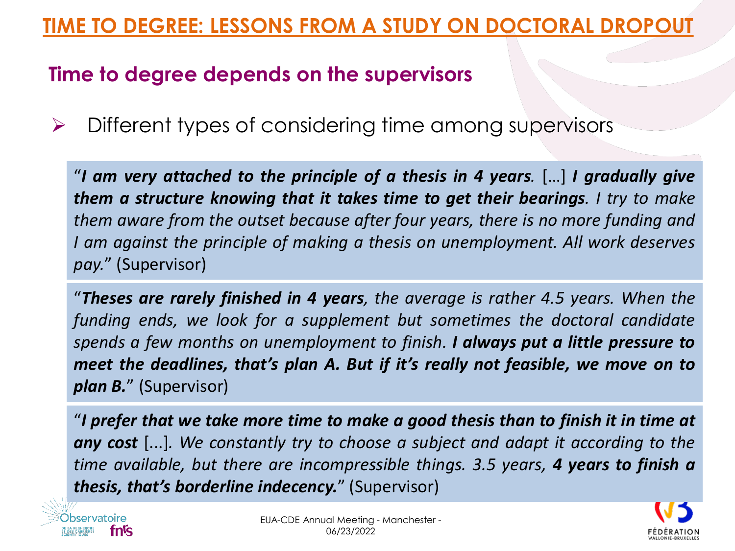# TIME TO DEGREE: LESSONS FROM A STUDY ON DOCTORAL DROPOUT

## Time to degree depends on the supervisors

- Different types of considering time among supervisors

"***I am very attached to the principle of a thesis in 4 years****.* […] ***I gradually give them a structure knowing that it takes time to get their bearings****. I try to make them aware from the outset because after four years, there is no more funding and I am against the principle of making a thesis on unemployment. All work deserves pay.*" (Supervisor)

"***Theses are rarely finished in 4 years****, the average is rather 4.5 years. When the funding ends, we look for a supplement but sometimes the doctoral candidate spends a few months on unemployment to finish.* ***I always put a little pressure to meet the deadlines, that's plan A. But if it's really not feasible, we move on to plan B.***" (Supervisor)

"***I prefer that we take more time to make a good thesis than to finish it in time at any cost*** [...]*. We constantly try to choose a subject and adapt it according to the time available, but there are incompressible things. 3.5 years,* ***4 years to finish a thesis, that's borderline indecency.***" (Supervisor)

EUA-CDE Annual Meeting - Manchester - 06/23/2022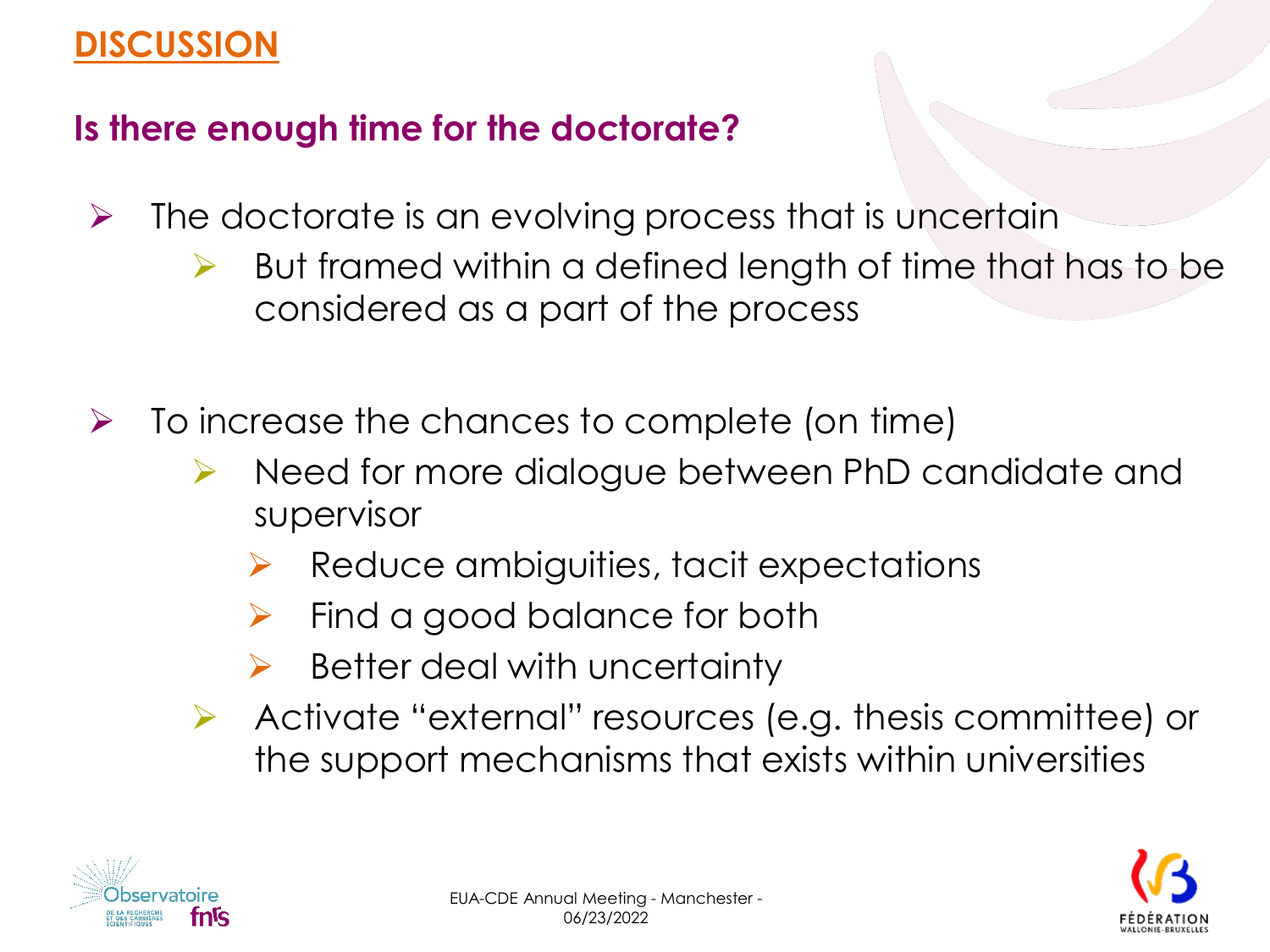# DISCUSSION

## Is there enough time for the doctorate?

- The doctorate is an evolving process that is uncertain
  - But framed within a defined length of time that has to be considered as a part of the process

- To increase the chances to complete (on time)
  - Need for more dialogue between PhD candidate and supervisor
    - Reduce ambiguities, tacit expectations
    - Find a good balance for both
    - Better deal with uncertainty
  - Activate "external" resources (e.g. thesis committee) or the support mechanisms that exists within universities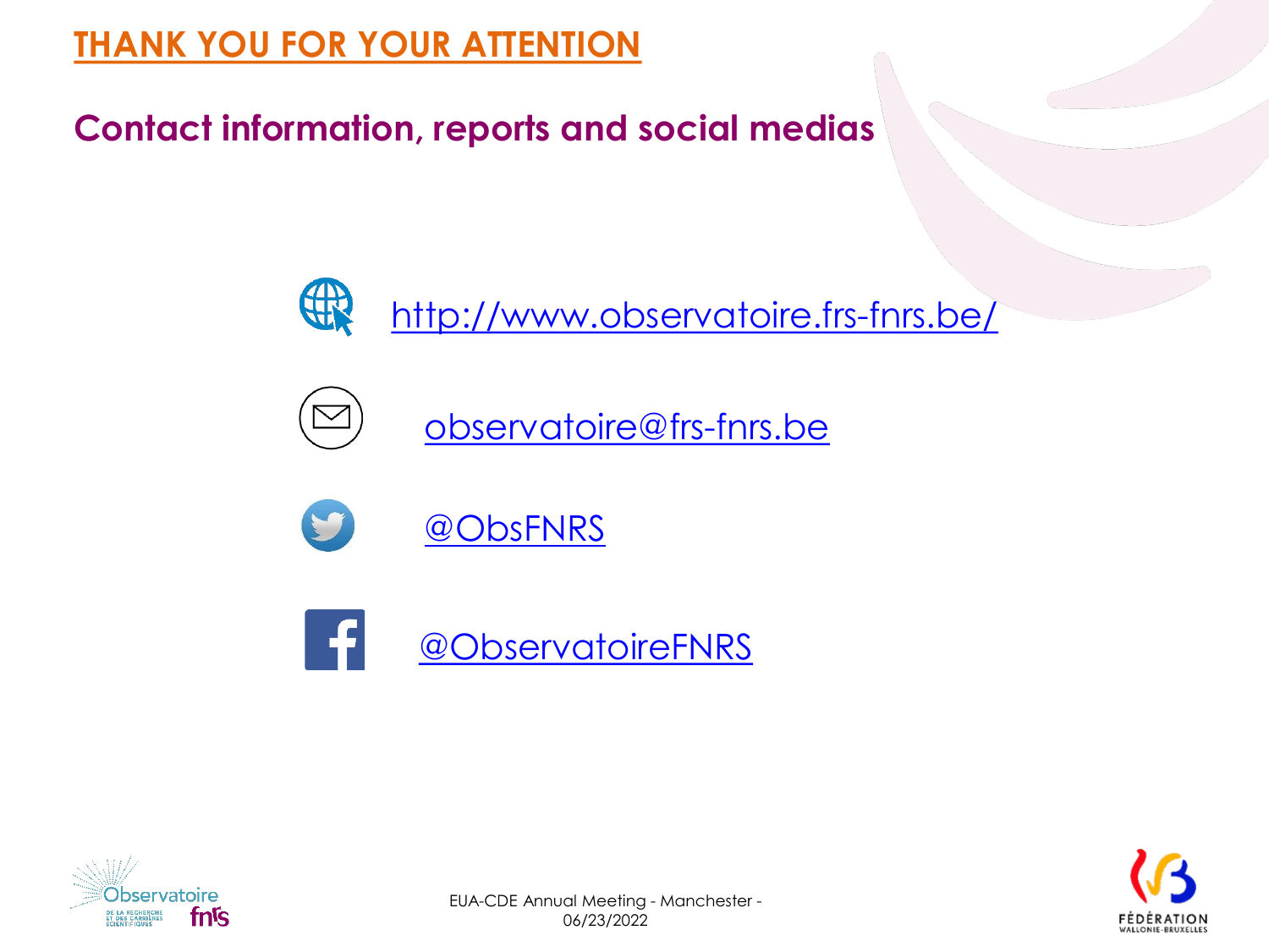# THANK YOU FOR YOUR ATTENTION

## Contact information, reports and social medias

http://www.observatoire.frs-fnrs.be/

observatoire@frs-fnrs.be

@ObsFNRS

@ObservatoireFNRS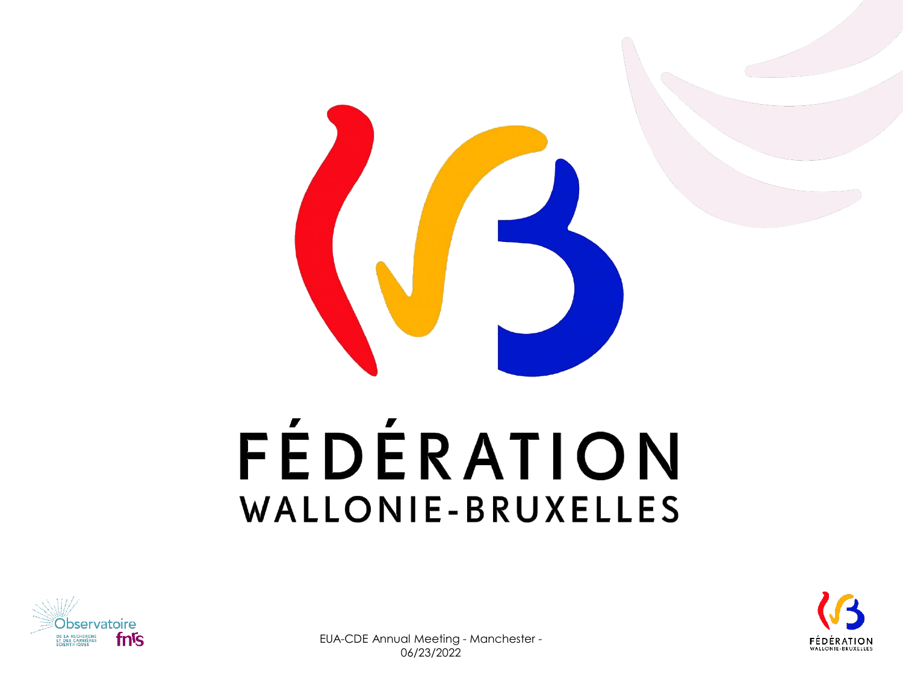FÉDÉRATION

WALLONIE-BRUXELLES